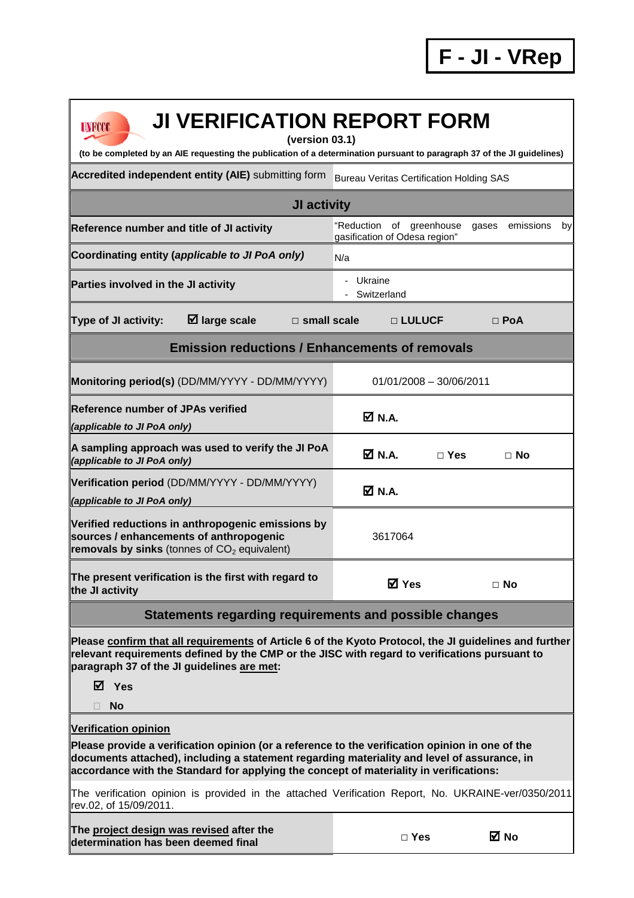**F - JI - VRep**

# JI VERIFICATION REPORT FORM

**(version 03.1)**

**(to be completed by an AIE requesting the publication of a determination pursuant to paragraph 37 of the JI guidelines)**

| **Accredited independent entity (AIE)** submitting form | Bureau Veritas Certification Holding SAS |
|---|---|
| **JI activity** | |
| **Reference number and title of JI activity** | "Reduction of greenhouse gases emissions by gasification of Odesa region" |
| **Coordinating entity (*applicable to JI PoA only*)** | N/a |
| **Parties involved in the JI activity** | - Ukraine<br>- Switzerland |
| **Type of JI activity:** ☑ **large scale** □ **small scale** □ **LULUCF** □ **PoA** | |
| **Emission reductions / Enhancements of removals** | |
| **Monitoring period(s)** (DD/MM/YYYY - DD/MM/YYYY) | 01/01/2008 – 30/06/2011 |
| **Reference number of JPAs verified** *(applicable to JI PoA only)* | ☑ **N.A.** |
| **A sampling approach was used to verify the JI PoA** *(applicable to JI PoA only)* | ☑ **N.A.** □ **Yes** □ **No** |
| **Verification period** (DD/MM/YYYY - DD/MM/YYYY) *(applicable to JI PoA only)* | ☑ **N.A.** |
| **Verified reductions in anthropogenic emissions by sources / enhancements of anthropogenic removals by sinks** (tonnes of $CO_2$ equivalent) | 3617064 |
| **The present verification is the first with regard to the JI activity** | ☑ **Yes** □ **No** |
| **Statements regarding requirements and possible changes** | |

**Please confirm that all requirements of Article 6 of the Kyoto Protocol, the JI guidelines and further relevant requirements defined by the CMP or the JISC with regard to verifications pursuant to paragraph 37 of the JI guidelines are met:**

☑ **Yes**

□ **No**

**Verification opinion**

**Please provide a verification opinion (or a reference to the verification opinion in one of the documents attached), including a statement regarding materiality and level of assurance, in accordance with the Standard for applying the concept of materiality in verifications:**

The verification opinion is provided in the attached Verification Report, No. UKRAINE-ver/0350/2011 rev.02, of 15/09/2011.

| **The project design was revised after the determination has been deemed final** | □ **Yes** ☑ **No** |
|---|---|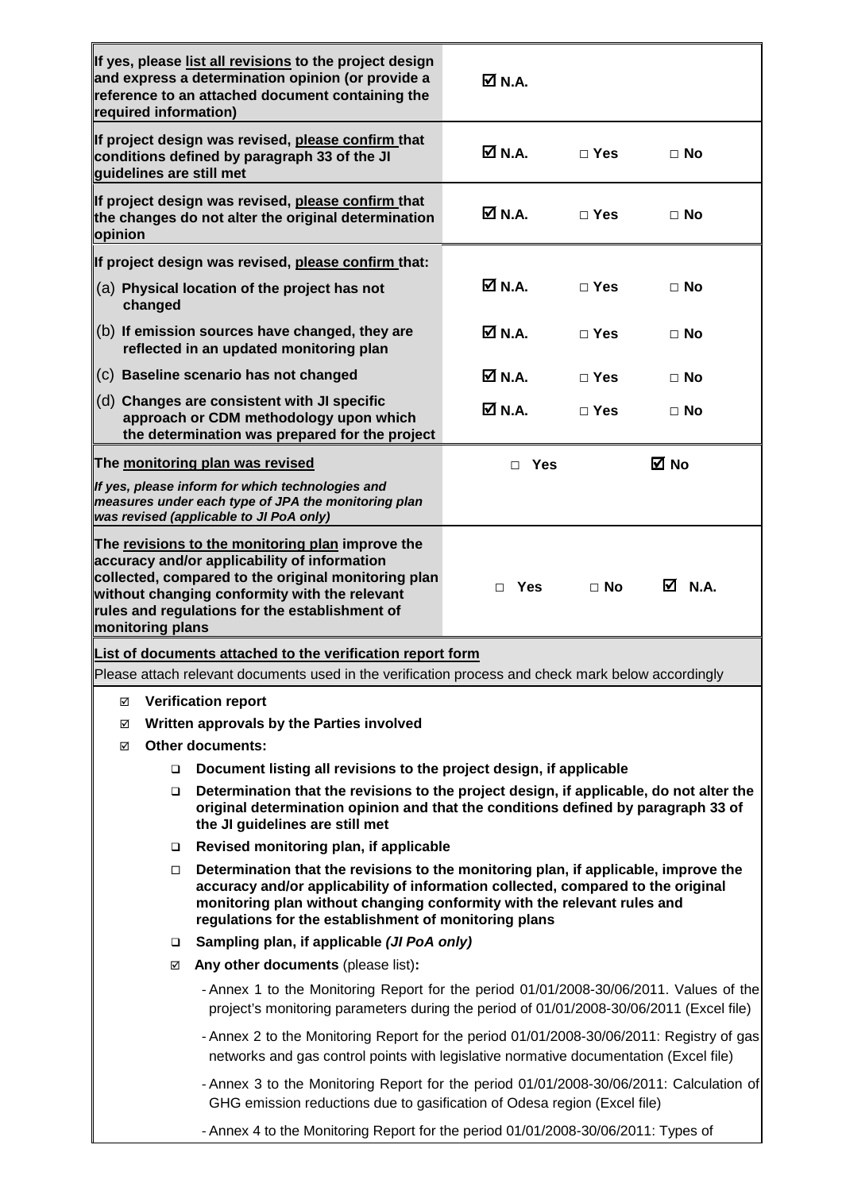| | | | |
|---|---|---|---|
| **If yes, please list all revisions to the project design and express a determination opinion (or provide a reference to an attached document containing the required information)** | ☑ **N.A.** | | |
| **If project design was revised, please confirm that conditions defined by paragraph 33 of the JI guidelines are still met** | ☑ **N.A.** | □ **Yes** | □ **No** |
| **If project design was revised, please confirm that the changes do not alter the original determination opinion** | ☑ **N.A.** | □ **Yes** | □ **No** |
| **If project design was revised, please confirm that:** | | | |
| (a) **Physical location of the project has not changed** | ☑ **N.A.** | □ **Yes** | □ **No** |
| (b) **If emission sources have changed, they are reflected in an updated monitoring plan** | ☑ **N.A.** | □ **Yes** | □ **No** |
| (c) **Baseline scenario has not changed** | ☑ **N.A.** | □ **Yes** | □ **No** |
| (d) **Changes are consistent with JI specific approach or CDM methodology upon which the determination was prepared for the project** | ☑ **N.A.** | □ **Yes** | □ **No** |
| **The monitoring plan was revised** <br> ***If yes, please inform for which technologies and measures under each type of JPA the monitoring plan was revised (applicable to JI PoA only)*** | □ **Yes** | | ☑ **No** |
| **The revisions to the monitoring plan improve the accuracy and/or applicability of information collected, compared to the original monitoring plan without changing conformity with the relevant rules and regulations for the establishment of monitoring plans** | □ **Yes** | □ **No** | ☑ **N.A.** |

**List of documents attached to the verification report form**

Please attach relevant documents used in the verification process and check mark below accordingly

- ☑ **Verification report**
- ☑ **Written approvals by the Parties involved**
- ☑ **Other documents:**
  - ❑ **Document listing all revisions to the project design, if applicable**
  - ❑ **Determination that the revisions to the project design, if applicable, do not alter the original determination opinion and that the conditions defined by paragraph 33 of the JI guidelines are still met**
  - ❑ **Revised monitoring plan, if applicable**
  - □ **Determination that the revisions to the monitoring plan, if applicable, improve the accuracy and/or applicability of information collected, compared to the original monitoring plan without changing conformity with the relevant rules and regulations for the establishment of monitoring plans**
  - ❑ **Sampling plan, if applicable *(JI PoA only)***
  - ☑ **Any other documents** (please list)**:**
    - Annex 1 to the Monitoring Report for the period 01/01/2008-30/06/2011. Values of the project's monitoring parameters during the period of 01/01/2008-30/06/2011 (Excel file)
    - Annex 2 to the Monitoring Report for the period 01/01/2008-30/06/2011: Registry of gas networks and gas control points with legislative normative documentation (Excel file)
    - Annex 3 to the Monitoring Report for the period 01/01/2008-30/06/2011: Calculation of GHG emission reductions due to gasification of Odesa region (Excel file)
    - Annex 4 to the Monitoring Report for the period 01/01/2008-30/06/2011: Types of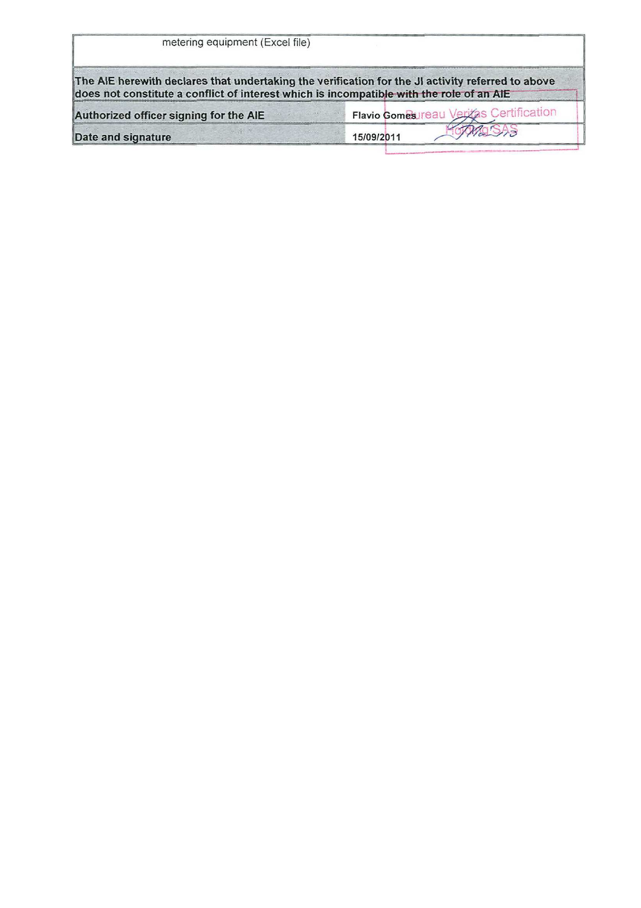| | |
|---|---|
| metering equipment (Excel file) | |
| **The AIE herewith declares that undertaking the verification for the JI activity referred to above does not constitute a conflict of interest which is incompatible with the role of an AIE** | |
| **Authorized officer signing for the AIE** | **Flavio Gomes** Bureau Veritas Certification Holding SAS |
| **Date and signature** | **15/09/2011** |